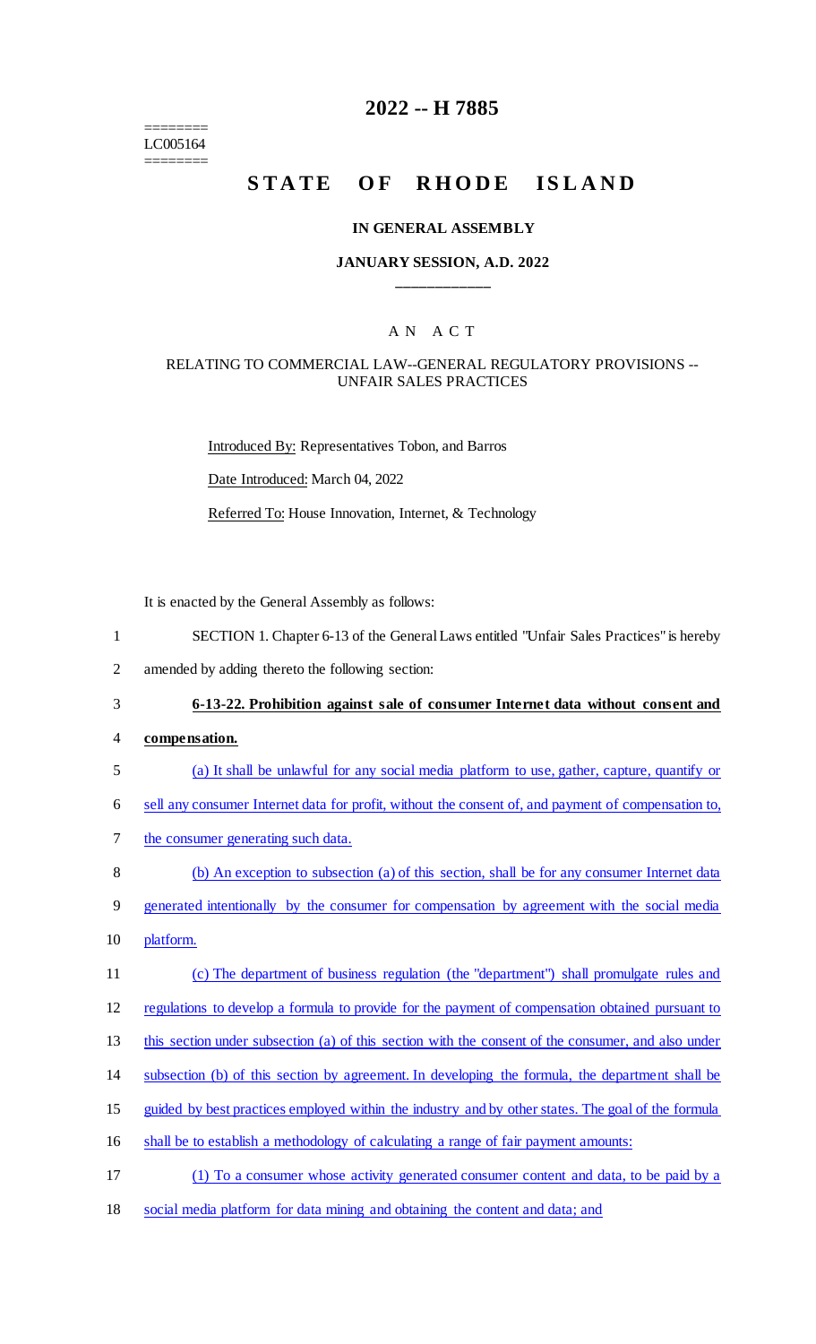========
LC005164
========

# 2022 -- H 7885

# STATE OF RHODE ISLAND

## IN GENERAL ASSEMBLY

### JANUARY SESSION, A.D. 2022

---

A N A C T

RELATING TO COMMERCIAL LAW--GENERAL REGULATORY PROVISIONS -- UNFAIR SALES PRACTICES

Introduced By: Representatives Tobon, and Barros

Date Introduced: March 04, 2022

Referred To: House Innovation, Internet, & Technology

It is enacted by the General Assembly as follows:

SECTION 1. Chapter 6-13 of the General Laws entitled "Unfair Sales Practices" is hereby amended by adding thereto the following section:

**6-13-22. Prohibition against sale of consumer Internet data without consent and compensation.**

(a) It shall be unlawful for any social media platform to use, gather, capture, quantify or sell any consumer Internet data for profit, without the consent of, and payment of compensation to, the consumer generating such data.

(b) An exception to subsection (a) of this section, shall be for any consumer Internet data generated intentionally by the consumer for compensation by agreement with the social media platform.

(c) The department of business regulation (the "department") shall promulgate rules and regulations to develop a formula to provide for the payment of compensation obtained pursuant to this section under subsection (a) of this section with the consent of the consumer, and also under subsection (b) of this section by agreement. In developing the formula, the department shall be guided by best practices employed within the industry and by other states. The goal of the formula shall be to establish a methodology of calculating a range of fair payment amounts:

(1) To a consumer whose activity generated consumer content and data, to be paid by a social media platform for data mining and obtaining the content and data; and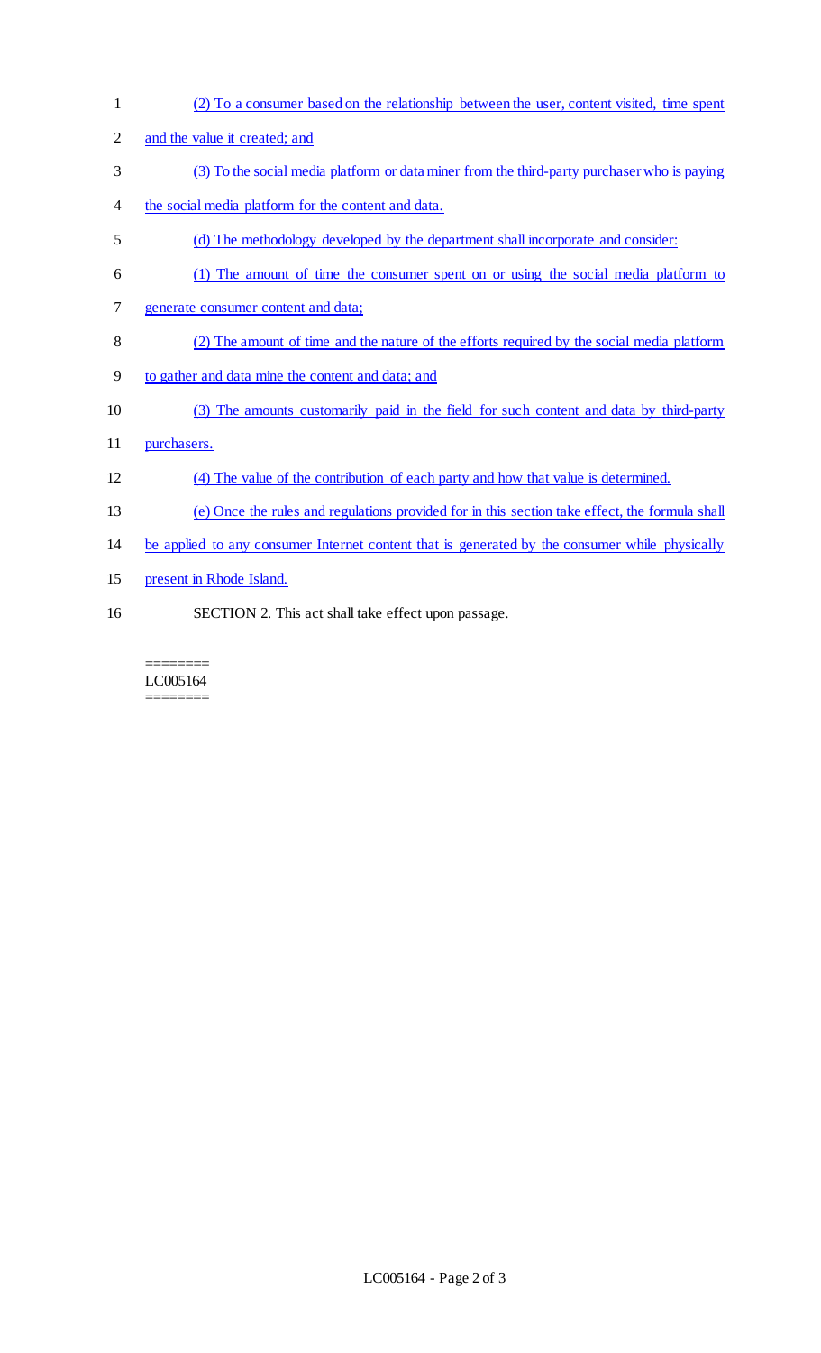(2) To a consumer based on the relationship between the user, content visited, time spent and the value it created; and

(3) To the social media platform or data miner from the third-party purchaser who is paying the social media platform for the content and data.

(d) The methodology developed by the department shall incorporate and consider:

(1) The amount of time the consumer spent on or using the social media platform to generate consumer content and data;

(2) The amount of time and the nature of the efforts required by the social media platform to gather and data mine the content and data; and

(3) The amounts customarily paid in the field for such content and data by third-party purchasers.

(4) The value of the contribution of each party and how that value is determined.

(e) Once the rules and regulations provided for in this section take effect, the formula shall be applied to any consumer Internet content that is generated by the consumer while physically present in Rhode Island.

SECTION 2. This act shall take effect upon passage.

========
LC005164
========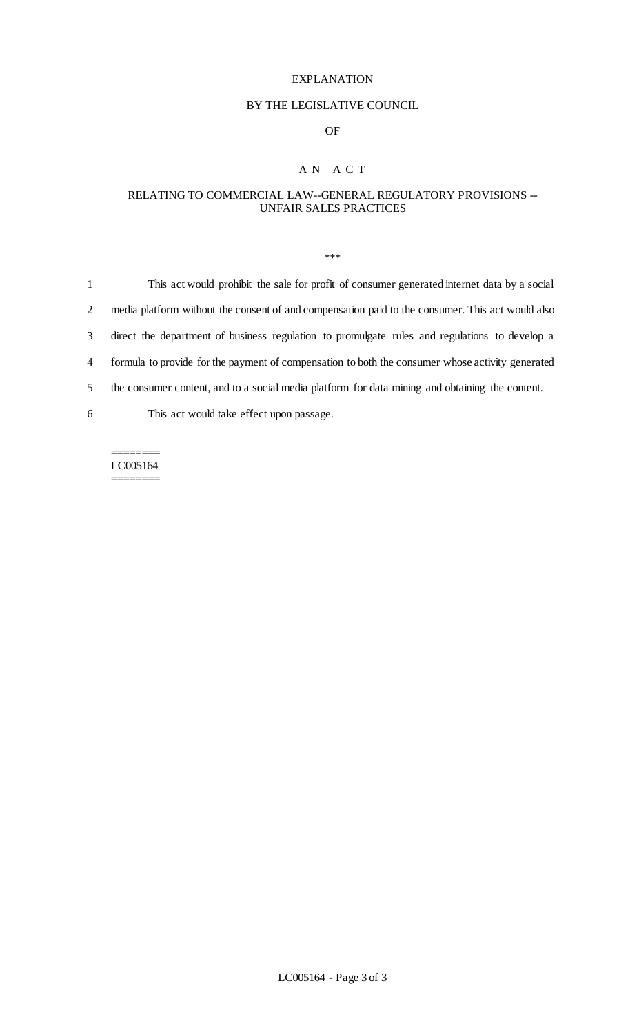EXPLANATION

BY THE LEGISLATIVE COUNCIL

OF

A N A C T

RELATING TO COMMERCIAL LAW--GENERAL REGULATORY PROVISIONS -- UNFAIR SALES PRACTICES

***

This act would prohibit the sale for profit of consumer generated internet data by a social media platform without the consent of and compensation paid to the consumer. This act would also direct the department of business regulation to promulgate rules and regulations to develop a formula to provide for the payment of compensation to both the consumer whose activity generated the consumer content, and to a social media platform for data mining and obtaining the content.

This act would take effect upon passage.

========
LC005164
========